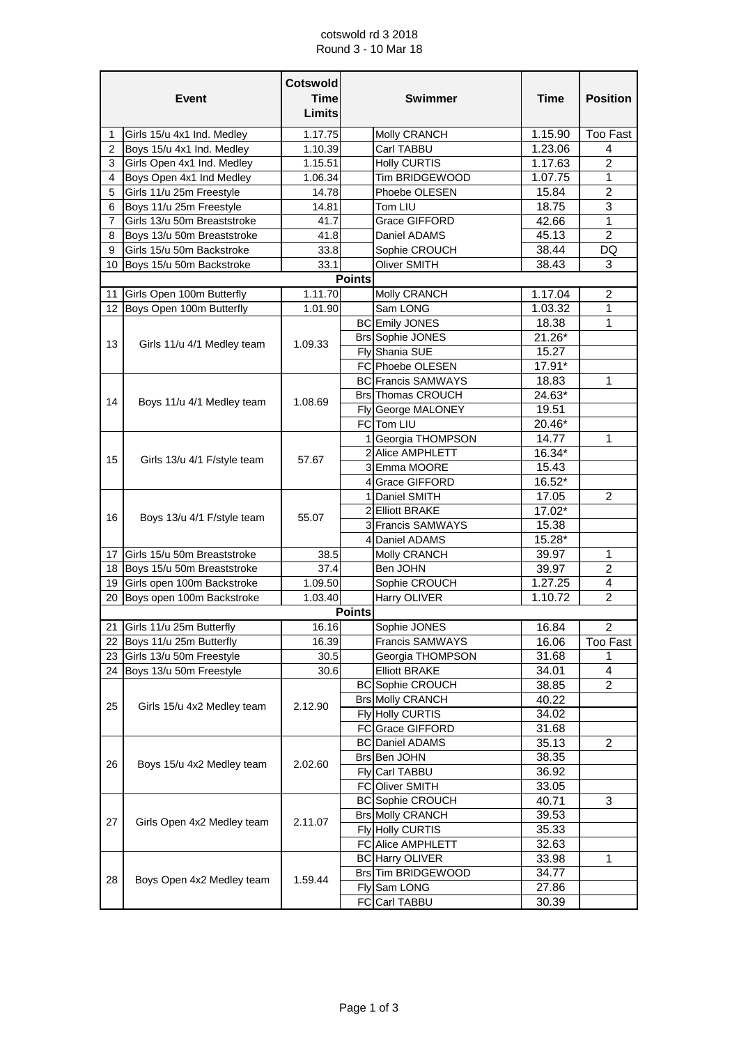cotswold rd 3 2018

Round 3 - 10 Mar 18

| | Event | Cotswold Time Limits | | Swimmer | Time | Position |
|---|---|---|---|---|---|---|
| 1 | Girls 15/u 4x1 Ind. Medley | 1.17.75 | | Molly CRANCH | 1.15.90 | Too Fast |
| 2 | Boys 15/u 4x1 Ind. Medley | 1.10.39 | | Carl TABBU | 1.23.06 | 4 |
| 3 | Girls Open 4x1 Ind. Medley | 1.15.51 | | Holly CURTIS | 1.17.63 | 2 |
| 4 | Boys Open 4x1 Ind Medley | 1.06.34 | | Tim BRIDGEWOOD | 1.07.75 | 1 |
| 5 | Girls 11/u 25m Freestyle | 14.78 | | Phoebe OLESEN | 15.84 | 2 |
| 6 | Boys 11/u 25m Freestyle | 14.81 | | Tom LIU | 18.75 | 3 |
| 7 | Girls 13/u 50m Breaststroke | 41.7 | | Grace GIFFORD | 42.66 | 1 |
| 8 | Boys 13/u 50m Breaststroke | 41.8 | | Daniel ADAMS | 45.13 | 2 |
| 9 | Girls 15/u 50m Backstroke | 33.8 | | Sophie CROUCH | 38.44 | DQ |
| 10 | Boys 15/u 50m Backstroke | 33.1 | | Oliver SMITH | 38.43 | 3 |
| | | | Points | | | |
| 11 | Girls Open 100m Butterfly | 1.11.70 | | Molly CRANCH | 1.17.04 | 2 |
| 12 | Boys Open 100m Butterfly | 1.01.90 | | Sam LONG | 1.03.32 | 1 |
| 13 | Girls 11/u 4/1 Medley team | 1.09.33 | BC | Emily JONES | 18.38 | 1 |
| | | | Brs | Sophie JONES | 21.26* | |
| | | | Fly | Shania SUE | 15.27 | |
| | | | FC | Phoebe OLESEN | 17.91* | |
| 14 | Boys 11/u 4/1 Medley team | 1.08.69 | BC | Francis SAMWAYS | 18.83 | 1 |
| | | | Brs | Thomas CROUCH | 24.63* | |
| | | | Fly | George MALONEY | 19.51 | |
| | | | FC | Tom LIU | 20.46* | |
| 15 | Girls 13/u 4/1 F/style team | 57.67 | 1 | Georgia THOMPSON | 14.77 | 1 |
| | | | 2 | Alice AMPHLETT | 16.34* | |
| | | | 3 | Emma MOORE | 15.43 | |
| | | | 4 | Grace GIFFORD | 16.52* | |
| 16 | Boys 13/u 4/1 F/style team | 55.07 | 1 | Daniel SMITH | 17.05 | 2 |
| | | | 2 | Elliott BRAKE | 17.02* | |
| | | | 3 | Francis SAMWAYS | 15.38 | |
| | | | 4 | Daniel ADAMS | 15.28* | |
| 17 | Girls 15/u 50m Breaststroke | 38.5 | | Molly CRANCH | 39.97 | 1 |
| 18 | Boys 15/u 50m Breaststroke | 37.4 | | Ben JOHN | 39.97 | 2 |
| 19 | Girls open 100m Backstroke | 1.09.50 | | Sophie CROUCH | 1.27.25 | 4 |
| 20 | Boys open 100m Backstroke | 1.03.40 | | Harry OLIVER | 1.10.72 | 2 |
| | | | Points | | | |
| 21 | Girls 11/u 25m Butterfly | 16.16 | | Sophie JONES | 16.84 | 2 |
| 22 | Boys 11/u 25m Butterfly | 16.39 | | Francis SAMWAYS | 16.06 | Too Fast |
| 23 | Girls 13/u 50m Freestyle | 30.5 | | Georgia THOMPSON | 31.68 | 1 |
| 24 | Boys 13/u 50m Freestyle | 30.6 | | Elliott BRAKE | 34.01 | 4 |
| 25 | Girls 15/u 4x2 Medley team | 2.12.90 | BC | Sophie CROUCH | 38.85 | 2 |
| | | | Brs | Molly CRANCH | 40.22 | |
| | | | Fly | Holly CURTIS | 34.02 | |
| | | | FC | Grace GIFFORD | 31.68 | |
| 26 | Boys 15/u 4x2 Medley team | 2.02.60 | BC | Daniel ADAMS | 35.13 | 2 |
| | | | Brs | Ben JOHN | 38.35 | |
| | | | Fly | Carl TABBU | 36.92 | |
| | | | FC | Oliver SMITH | 33.05 | |
| 27 | Girls Open 4x2 Medley team | 2.11.07 | BC | Sophie CROUCH | 40.71 | 3 |
| | | | Brs | Molly CRANCH | 39.53 | |
| | | | Fly | Holly CURTIS | 35.33 | |
| | | | FC | Alice AMPHLETT | 32.63 | |
| 28 | Boys Open 4x2 Medley team | 1.59.44 | BC | Harry OLIVER | 33.98 | 1 |
| | | | Brs | Tim BRIDGEWOOD | 34.77 | |
| | | | Fly | Sam LONG | 27.86 | |
| | | | FC | Carl TABBU | 30.39 | |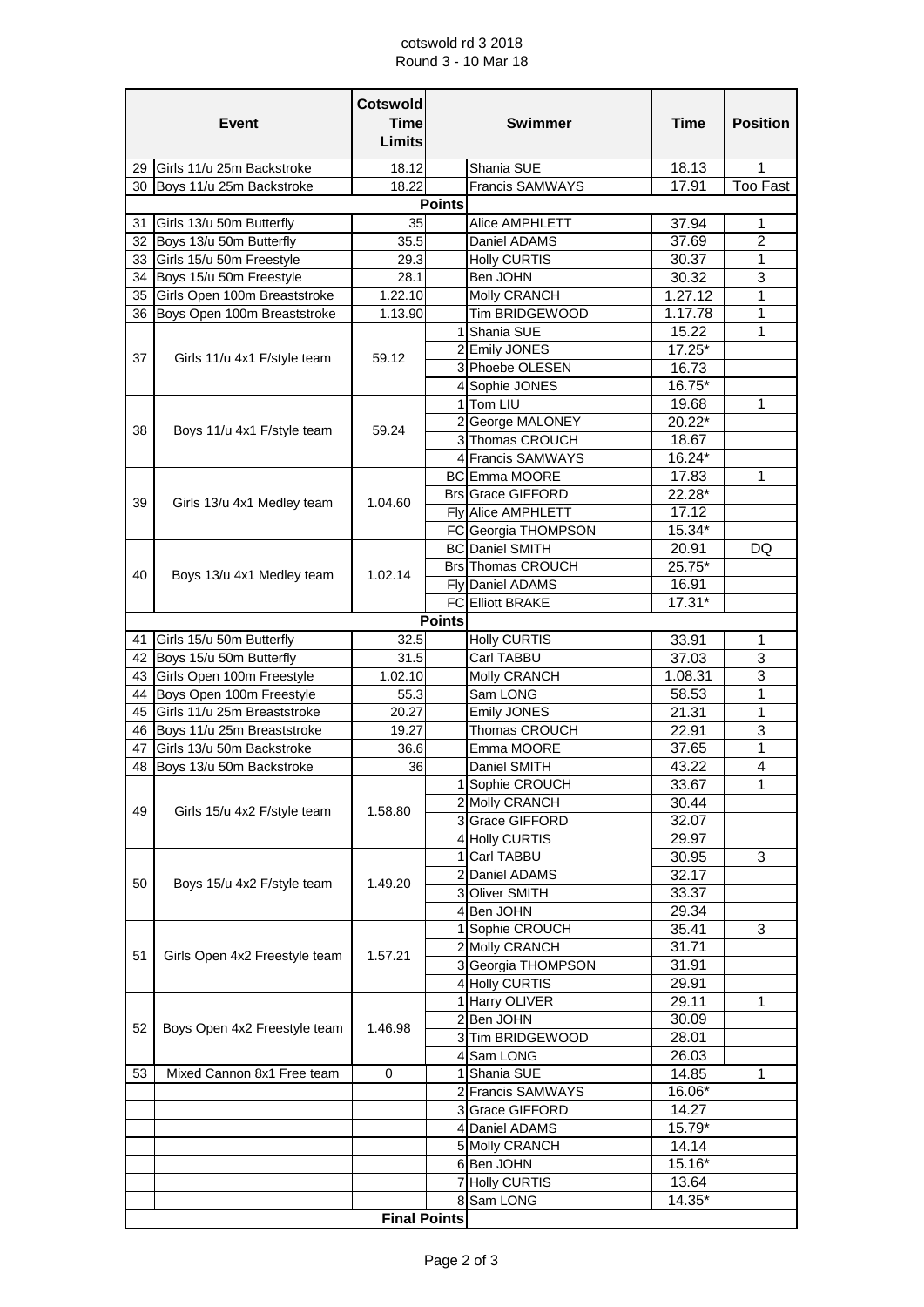cotswold rd 3 2018
Round 3 - 10 Mar 18

| | Event | Cotswold Time Limits | | Swimmer | Time | Position |
|---|---|---|---|---|---|---|
| 29 | Girls 11/u 25m Backstroke | 18.12 | | Shania SUE | 18.13 | 1 |
| 30 | Boys 11/u 25m Backstroke | 18.22 | | Francis SAMWAYS | 17.91 | Too Fast |
| | | | **Points** | | | |
| 31 | Girls 13/u 50m Butterfly | 35 | | Alice AMPHLETT | 37.94 | 1 |
| 32 | Boys 13/u 50m Butterfly | 35.5 | | Daniel ADAMS | 37.69 | 2 |
| 33 | Girls 15/u 50m Freestyle | 29.3 | | Holly CURTIS | 30.37 | 1 |
| 34 | Boys 15/u 50m Freestyle | 28.1 | | Ben JOHN | 30.32 | 3 |
| 35 | Girls Open 100m Breaststroke | 1.22.10 | | Molly CRANCH | 1.27.12 | 1 |
| 36 | Boys Open 100m Breaststroke | 1.13.90 | | Tim BRIDGEWOOD | 1.17.78 | 1 |
| 37 | Girls 11/u 4x1 F/style team | 59.12 | 1 | Shania SUE | 15.22 | 1 |
| | | | 2 | Emily JONES | 17.25* | |
| | | | 3 | Phoebe OLESEN | 16.73 | |
| | | | 4 | Sophie JONES | 16.75* | |
| 38 | Boys 11/u 4x1 F/style team | 59.24 | 1 | Tom LIU | 19.68 | 1 |
| | | | 2 | George MALONEY | 20.22* | |
| | | | 3 | Thomas CROUCH | 18.67 | |
| | | | 4 | Francis SAMWAYS | 16.24* | |
| 39 | Girls 13/u 4x1 Medley team | 1.04.60 | BC | Emma MOORE | 17.83 | 1 |
| | | | Brs | Grace GIFFORD | 22.28* | |
| | | | Fly | Alice AMPHLETT | 17.12 | |
| | | | FC | Georgia THOMPSON | 15.34* | |
| 40 | Boys 13/u 4x1 Medley team | 1.02.14 | BC | Daniel SMITH | 20.91 | DQ |
| | | | Brs | Thomas CROUCH | 25.75* | |
| | | | Fly | Daniel ADAMS | 16.91 | |
| | | | FC | Elliott BRAKE | 17.31* | |
| | | | **Points** | | | |
| 41 | Girls 15/u 50m Butterfly | 32.5 | | Holly CURTIS | 33.91 | 1 |
| 42 | Boys 15/u 50m Butterfly | 31.5 | | Carl TABBU | 37.03 | 3 |
| 43 | Girls Open 100m Freestyle | 1.02.10 | | Molly CRANCH | 1.08.31 | 3 |
| 44 | Boys Open 100m Freestyle | 55.3 | | Sam LONG | 58.53 | 1 |
| 45 | Girls 11/u 25m Breaststroke | 20.27 | | Emily JONES | 21.31 | 1 |
| 46 | Boys 11/u 25m Breaststroke | 19.27 | | Thomas CROUCH | 22.91 | 3 |
| 47 | Girls 13/u 50m Backstroke | 36.6 | | Emma MOORE | 37.65 | 1 |
| 48 | Boys 13/u 50m Backstroke | 36 | | Daniel SMITH | 43.22 | 4 |
| 49 | Girls 15/u 4x2 F/style team | 1.58.80 | 1 | Sophie CROUCH | 33.67 | 1 |
| | | | 2 | Molly CRANCH | 30.44 | |
| | | | 3 | Grace GIFFORD | 32.07 | |
| | | | 4 | Holly CURTIS | 29.97 | |
| 50 | Boys 15/u 4x2 F/style team | 1.49.20 | 1 | Carl TABBU | 30.95 | 3 |
| | | | 2 | Daniel ADAMS | 32.17 | |
| | | | 3 | Oliver SMITH | 33.37 | |
| | | | 4 | Ben JOHN | 29.34 | |
| 51 | Girls Open 4x2 Freestyle team | 1.57.21 | 1 | Sophie CROUCH | 35.41 | 3 |
| | | | 2 | Molly CRANCH | 31.71 | |
| | | | 3 | Georgia THOMPSON | 31.91 | |
| | | | 4 | Holly CURTIS | 29.91 | |
| 52 | Boys Open 4x2 Freestyle team | 1.46.98 | 1 | Harry OLIVER | 29.11 | 1 |
| | | | 2 | Ben JOHN | 30.09 | |
| | | | 3 | Tim BRIDGEWOOD | 28.01 | |
| | | | 4 | Sam LONG | 26.03 | |
| 53 | Mixed Cannon 8x1 Free team | 0 | 1 | Shania SUE | 14.85 | 1 |
| | | | 2 | Francis SAMWAYS | 16.06* | |
| | | | 3 | Grace GIFFORD | 14.27 | |
| | | | 4 | Daniel ADAMS | 15.79* | |
| | | | 5 | Molly CRANCH | 14.14 | |
| | | | 6 | Ben JOHN | 15.16* | |
| | | | 7 | Holly CURTIS | 13.64 | |
| | | | 8 | Sam LONG | 14.35* | |
| | | **Final Points** | | | | |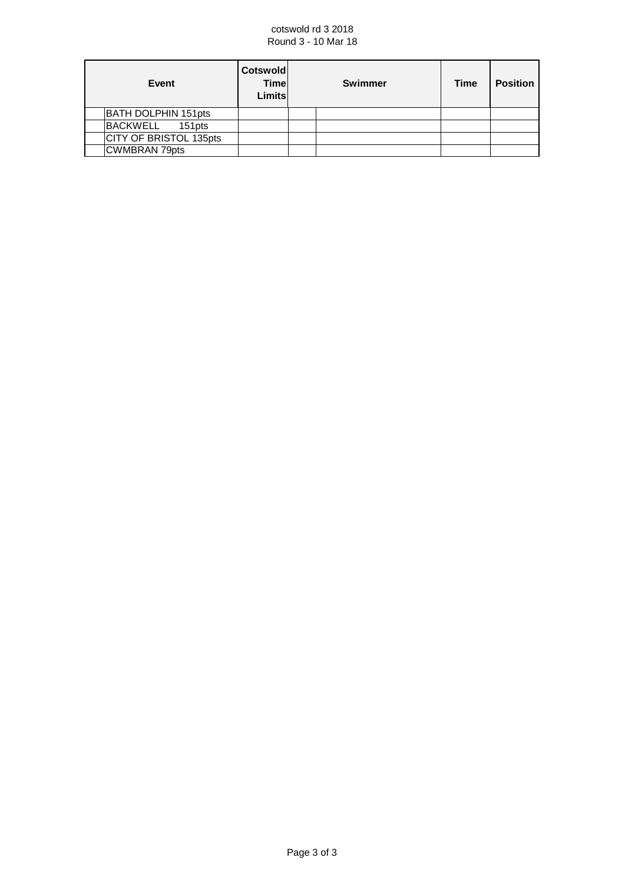cotswold rd 3 2018
Round 3 - 10 Mar 18

| | Event | Cotswold Time Limits | Swimmer | | Time | Position |
|---|---|---|---|---|---|---|
| | BATH DOLPHIN 151pts | | | | | |
| | BACKWELL 151pts | | | | | |
| | CITY OF BRISTOL 135pts | | | | | |
| | CWMBRAN 79pts | | | | | |